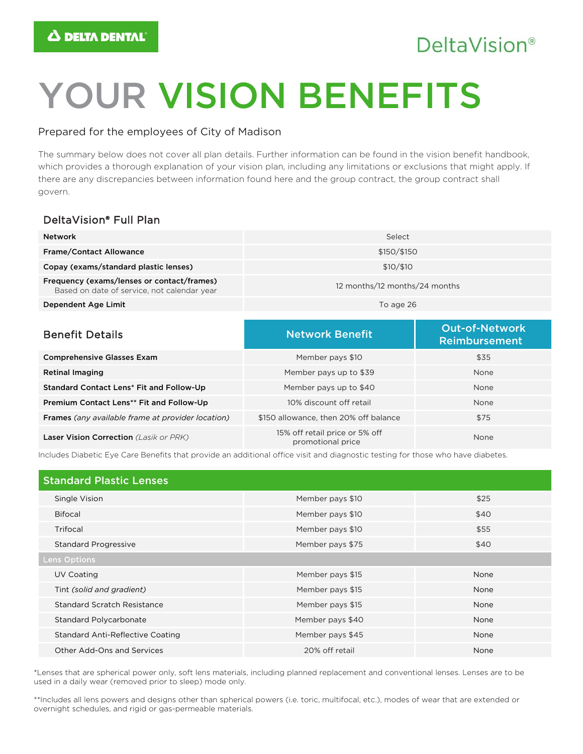DELTA DENTAL

DeltaVision®

# YOUR VISION BENEFITS

Prepared for the employees of City of Madison

The summary below does not cover all plan details. Further information can be found in the vision benefit handbook, which provides a thorough explanation of your vision plan, including any limitations or exclusions that might apply. If there are any discrepancies between information found here and the group contract, the group contract shall govern.

## DeltaVision® Full Plan

| | |
|---|---|
| **Network** | Select |
| **Frame/Contact Allowance** | $150/$150 |
| **Copay (exams/standard plastic lenses)** | $10/$10 |
| **Frequency (exams/lenses or contact/frames)** Based on date of service, not calendar year | 12 months/12 months/24 months |
| **Dependent Age Limit** | To age 26 |

| Benefit Details | Network Benefit | Out-of-Network Reimbursement |
|---|---|---|
| **Comprehensive Glasses Exam** | Member pays $10 | $35 |
| **Retinal Imaging** | Member pays up to $39 | None |
| **Standard Contact Lens* Fit and Follow-Up** | Member pays up to $40 | None |
| **Premium Contact Lens** Fit and Follow-Up** | 10% discount off retail | None |
| **Frames** *(any available frame at provider location)* | $150 allowance, then 20% off balance | $75 |
| **Laser Vision Correction** *(Lasik or PRK)* | 15% off retail price or 5% off promotional price | None |

Includes Diabetic Eye Care Benefits that provide an additional office visit and diagnostic testing for those who have diabetes.

| Standard Plastic Lenses | | |
|---|---|---|
| Single Vision | Member pays $10 | $25 |
| Bifocal | Member pays $10 | $40 |
| Trifocal | Member pays $10 | $55 |
| Standard Progressive | Member pays $75 | $40 |
| **Lens Options** | | |
| UV Coating | Member pays $15 | None |
| Tint *(solid and gradient)* | Member pays $15 | None |
| Standard Scratch Resistance | Member pays $15 | None |
| Standard Polycarbonate | Member pays $40 | None |
| Standard Anti-Reflective Coating | Member pays $45 | None |
| Other Add-Ons and Services | 20% off retail | None |

*Lenses that are spherical power only, soft lens materials, including planned replacement and conventional lenses. Lenses are to be used in a daily wear (removed prior to sleep) mode only.

**Includes all lens powers and designs other than spherical powers (i.e. toric, multifocal, etc.), modes of wear that are extended or overnight schedules, and rigid or gas-permeable materials.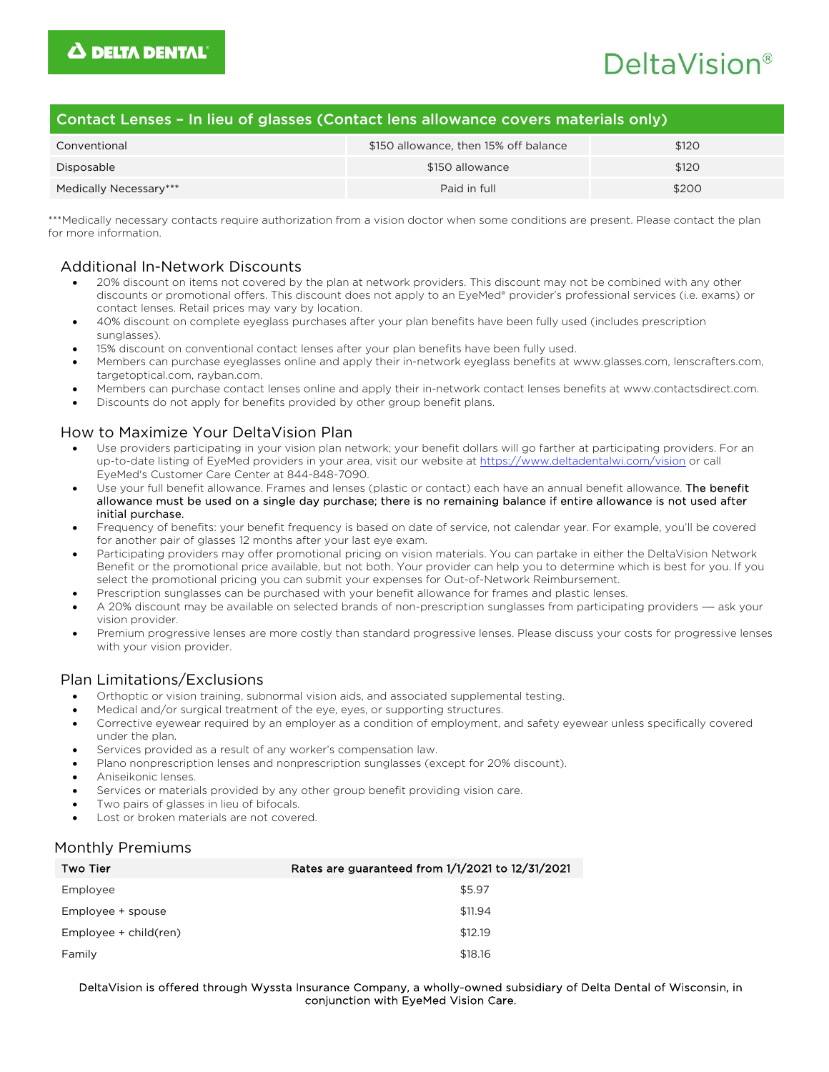Delta Dental

DeltaVision®

| Contact Lenses – In lieu of glasses (Contact lens allowance covers materials only) | | |
|---|---|---|
| Conventional | $150 allowance, then 15% off balance | $120 |
| Disposable | $150 allowance | $120 |
| Medically Necessary*** | Paid in full | $200 |

***Medically necessary contacts require authorization from a vision doctor when some conditions are present. Please contact the plan for more information.

## Additional In-Network Discounts

- 20% discount on items not covered by the plan at network providers. This discount may not be combined with any other discounts or promotional offers. This discount does not apply to an EyeMed® provider's professional services (i.e. exams) or contact lenses. Retail prices may vary by location.
- 40% discount on complete eyeglass purchases after your plan benefits have been fully used (includes prescription sunglasses).
- 15% discount on conventional contact lenses after your plan benefits have been fully used.
- Members can purchase eyeglasses online and apply their in-network eyeglass benefits at www.glasses.com, lenscrafters.com, targetoptical.com, rayban.com.
- Members can purchase contact lenses online and apply their in-network contact lenses benefits at www.contactsdirect.com.
- Discounts do not apply for benefits provided by other group benefit plans.

## How to Maximize Your DeltaVision Plan

- Use providers participating in your vision plan network; your benefit dollars will go farther at participating providers. For an up-to-date listing of EyeMed providers in your area, visit our website at https://www.deltadentalwi.com/vision or call EyeMed's Customer Care Center at 844-848-7090.
- Use your full benefit allowance. Frames and lenses (plastic or contact) each have an annual benefit allowance. The benefit allowance must be used on a single day purchase; there is no remaining balance if entire allowance is not used after initial purchase.
- Frequency of benefits: your benefit frequency is based on date of service, not calendar year. For example, you'll be covered for another pair of glasses 12 months after your last eye exam.
- Participating providers may offer promotional pricing on vision materials. You can partake in either the DeltaVision Network Benefit or the promotional price available, but not both. Your provider can help you to determine which is best for you. If you select the promotional pricing you can submit your expenses for Out-of-Network Reimbursement.
- Prescription sunglasses can be purchased with your benefit allowance for frames and plastic lenses.
- A 20% discount may be available on selected brands of non-prescription sunglasses from participating providers — ask your vision provider.
- Premium progressive lenses are more costly than standard progressive lenses. Please discuss your costs for progressive lenses with your vision provider.

## Plan Limitations/Exclusions

- Orthoptic or vision training, subnormal vision aids, and associated supplemental testing.
- Medical and/or surgical treatment of the eye, eyes, or supporting structures.
- Corrective eyewear required by an employer as a condition of employment, and safety eyewear unless specifically covered under the plan.
- Services provided as a result of any worker's compensation law.
- Plano nonprescription lenses and nonprescription sunglasses (except for 20% discount).
- Aniseikonic lenses.
- Services or materials provided by any other group benefit providing vision care.
- Two pairs of glasses in lieu of bifocals.
- Lost or broken materials are not covered.

## Monthly Premiums

| Two Tier | Rates are guaranteed from 1/1/2021 to 12/31/2021 |
|---|---|
| Employee | $5.97 |
| Employee + spouse | $11.94 |
| Employee + child(ren) | $12.19 |
| Family | $18.16 |

DeltaVision is offered through Wyssta Insurance Company, a wholly-owned subsidiary of Delta Dental of Wisconsin, in conjunction with EyeMed Vision Care.